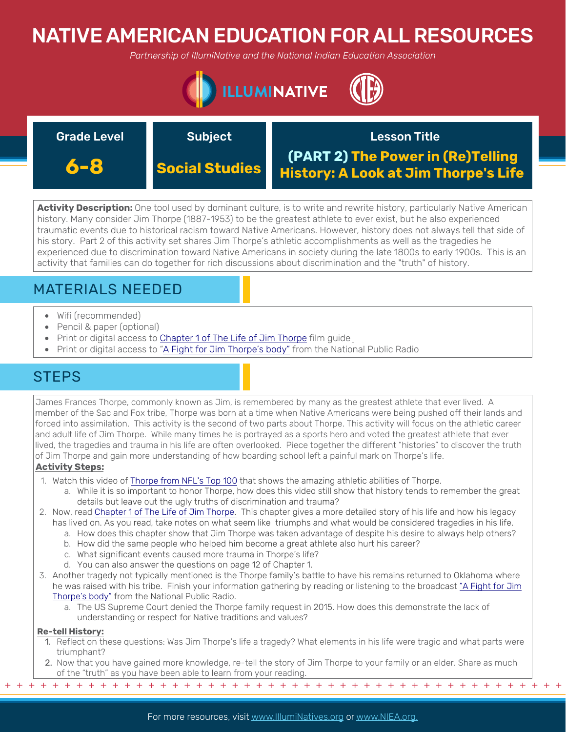# NATIVE AMERICAN EDUCATION FOR ALL RESOURCES

*Partnership of IllumiNative and the National Indian Education Association*

| Grade Level | Subject | Lesson Title |
| --- | --- | --- |
| **6-8** | **Social Studies** | **(PART 2) The Power in (Re)Telling History: A Look at Jim Thorpe's Life** |

**Activity Description:** One tool used by dominant culture, is to write and rewrite history, particularly Native American history. Many consider Jim Thorpe (1887-1953) to be the greatest athlete to ever exist, but he also experienced traumatic events due to historical racism toward Native Americans. However, history does not always tell that side of his story. Part 2 of this activity set shares Jim Thorpe's athletic accomplishments as well as the tragedies he experienced due to discrimination toward Native Americans in society during the late 1800s to early 1900s. This is an activity that families can do together for rich discussions about discrimination and the "truth" of history.

## MATERIALS NEEDED

- Wifi (recommended)
- Pencil & paper (optional)
- Print or digital access to Chapter 1 of The Life of Jim Thorpe film guide
- Print or digital access to "A Fight for Jim Thorpe's body" from the National Public Radio

## STEPS

James Frances Thorpe, commonly known as Jim, is remembered by many as the greatest athlete that ever lived. A member of the Sac and Fox tribe, Thorpe was born at a time when Native Americans were being pushed off their lands and forced into assimilation. This activity is the second of two parts about Thorpe. This activity will focus on the athletic career and adult life of Jim Thorpe. While many times he is portrayed as a sports hero and voted the greatest athlete that ever lived, the tragedies and trauma in his life are often overlooked. Piece together the different "histories" to discover the truth of Jim Thorpe and gain more understanding of how boarding school left a painful mark on Thorpe's life.

**Activity Steps:**

1. Watch this video of Thorpe from NFL's Top 100 that shows the amazing athletic abilities of Thorpe.
   a. While it is so important to honor Thorpe, how does this video still show that history tends to remember the great details but leave out the ugly truths of discrimination and trauma?
2. Now, read Chapter 1 of The Life of Jim Thorpe. This chapter gives a more detailed story of his life and how his legacy has lived on. As you read, take notes on what seem like triumphs and what would be considered tragedies in his life.
   a. How does this chapter show that Jim Thorpe was taken advantage of despite his desire to always help others?
   b. How did the same people who helped him become a great athlete also hurt his career?
   c. What significant events caused more trauma in Thorpe's life?
   d. You can also answer the questions on page 12 of Chapter 1.
3. Another tragedy not typically mentioned is the Thorpe family's battle to have his remains returned to Oklahoma where he was raised with his tribe. Finish your information gathering by reading or listening to the broadcast "A Fight for Jim Thorpe's body" from the National Public Radio.
   a. The US Supreme Court denied the Thorpe family request in 2015. How does this demonstrate the lack of understanding or respect for Native traditions and values?

**Re-tell History:**

1. Reflect on these questions: Was Jim Thorpe's life a tragedy? What elements in his life were tragic and what parts were triumphant?
2. Now that you have gained more knowledge, re-tell the story of Jim Thorpe to your family or an elder. Share as much of the "truth" as you have been able to learn from your reading.

For more resources, visit www.IllumiNatives.org or www.NIEA.org.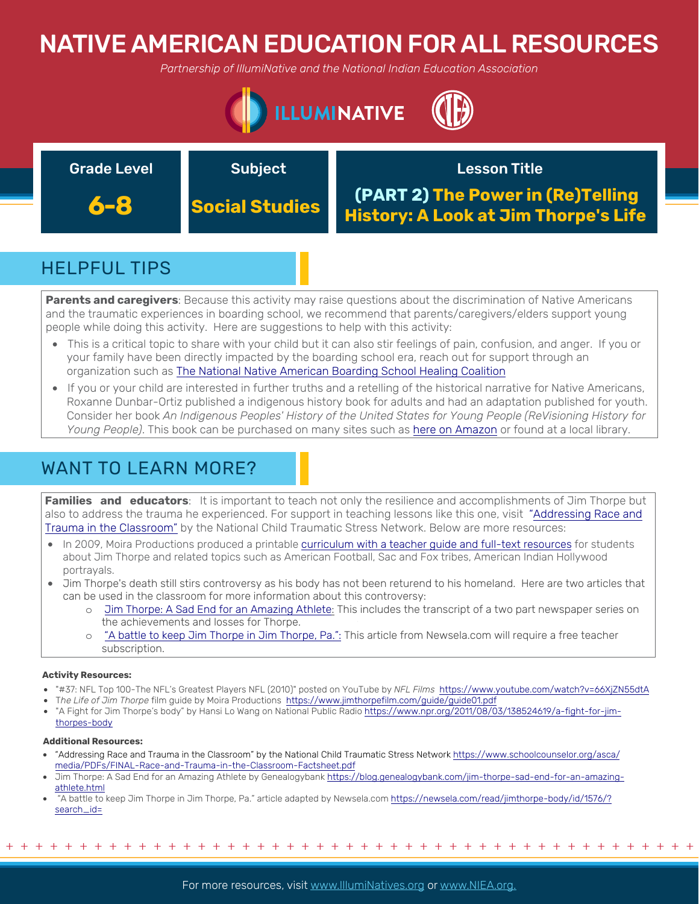# NATIVE AMERICAN EDUCATION FOR ALL RESOURCES

*Partnership of IllumiNative and the National Indian Education Association*

| Grade Level | Subject | Lesson Title |
|---|---|---|
| 6-8 | Social Studies | (PART 2) The Power in (Re)Telling History: A Look at Jim Thorpe's Life |

## HELPFUL TIPS

**Parents and caregivers**: Because this activity may raise questions about the discrimination of Native Americans and the traumatic experiences in boarding school, we recommend that parents/caregivers/elders support young people while doing this activity. Here are suggestions to help with this activity:

- This is a critical topic to share with your child but it can also stir feelings of pain, confusion, and anger. If you or your family have been directly impacted by the boarding school era, reach out for support through an organization such as The National Native American Boarding School Healing Coalition
- If you or your child are interested in further truths and a retelling of the historical narrative for Native Americans, Roxanne Dunbar-Ortiz published a indigenous history book for adults and had an adaptation published for youth. Consider her book *An Indigenous Peoples' History of the United States for Young People (ReVisioning History for Young People)*. This book can be purchased on many sites such as here on Amazon or found at a local library.

## WANT TO LEARN MORE?

**Families and educators**: It is important to teach not only the resilience and accomplishments of Jim Thorpe but also to address the trauma he experienced. For support in teaching lessons like this one, visit "Addressing Race and Trauma in the Classroom" by the National Child Traumatic Stress Network. Below are more resources:

- In 2009, Moira Productions produced a printable curriculum with a teacher guide and full-text resources for students about Jim Thorpe and related topics such as American Football, Sac and Fox tribes, American Indian Hollywood portrayals.
- Jim Thorpe's death still stirs controversy as his body has not been returend to his homeland. Here are two articles that can be used in the classroom for more information about this controversy:
  - Jim Thorpe: A Sad End for an Amazing Athlete: This includes the transcript of a two part newspaper series on the achievements and losses for Thorpe.
  - "A battle to keep Jim Thorpe in Jim Thorpe, Pa.": This article from Newsela.com will require a free teacher subscription.

**Activity Resources:**

- "#37: NFL Top 100-The NFL's Greatest Players NFL (2010)" posted on YouTube by *NFL Films* https://www.youtube.com/watch?v=66XjZN55dtA
- T*he Life of Jim Thorpe* film guide by Moira Productions https://www.jimthorpefilm.com/guide/guide01.pdf
- "A Fight for Jim Thorpe's body" by Hansi Lo Wang on National Public Radio https://www.npr.org/2011/08/03/138524619/a-fight-for-jim-thorpes-body

**Additional Resources:**

- "Addressing Race and Trauma in the Classroom" by the National Child Traumatic Stress Network https://www.schoolcounselor.org/asca/media/PDFs/FINAL-Race-and-Trauma-in-the-Classroom-Factsheet.pdf
- Jim Thorpe: A Sad End for an Amazing Athlete by Genealogybank https://blog.genealogybank.com/jim-thorpe-sad-end-for-an-amazing-athlete.html
- "A battle to keep Jim Thorpe in Jim Thorpe, Pa." article adapted by Newsela.com https://newsela.com/read/jimthorpe-body/id/1576/?search_id=

For more resources, visit www.IllumiNatives.org or www.NIEA.org.